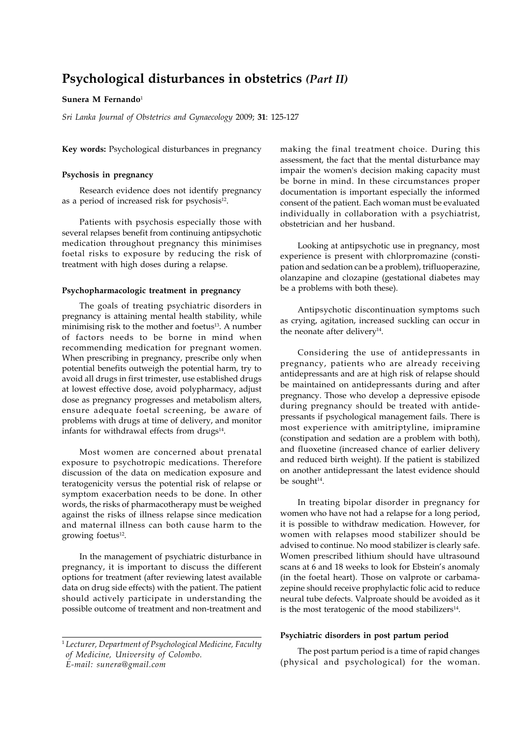# Psychological disturbances in obstetrics *(Part II)*

**Sunera M Fernando**[1]

*Sri Lanka Journal of Obstetrics and Gynaecology* 2009; **31**: 125-127

**Key words:** Psychological disturbances in pregnancy

### Psychosis in pregnancy

Research evidence does not identify pregnancy as a period of increased risk for psychosis[12].

Patients with psychosis especially those with several relapses benefit from continuing antipsychotic medication throughout pregnancy this minimises foetal risks to exposure by reducing the risk of treatment with high doses during a relapse.

### Psychopharmacologic treatment in pregnancy

The goals of treating psychiatric disorders in pregnancy is attaining mental health stability, while minimising risk to the mother and foetus[13]. A number of factors needs to be borne in mind when recommending medication for pregnant women. When prescribing in pregnancy, prescribe only when potential benefits outweigh the potential harm, try to avoid all drugs in first trimester, use established drugs at lowest effective dose, avoid polypharmacy, adjust dose as pregnancy progresses and metabolism alters, ensure adequate foetal screening, be aware of problems with drugs at time of delivery, and monitor infants for withdrawal effects from drugs[14].

Most women are concerned about prenatal exposure to psychotropic medications. Therefore discussion of the data on medication exposure and teratogenicity versus the potential risk of relapse or symptom exacerbation needs to be done. In other words, the risks of pharmacotherapy must be weighed against the risks of illness relapse since medication and maternal illness can both cause harm to the growing foetus[12].

In the management of psychiatric disturbance in pregnancy, it is important to discuss the different options for treatment (after reviewing latest available data on drug side effects) with the patient. The patient should actively participate in understanding the possible outcome of treatment and non-treatment and making the final treatment choice. During this assessment, the fact that the mental disturbance may impair the women's decision making capacity must be borne in mind. In these circumstances proper documentation is important especially the informed consent of the patient. Each woman must be evaluated individually in collaboration with a psychiatrist, obstetrician and her husband.

Looking at antipsychotic use in pregnancy, most experience is present with chlorpromazine (constipation and sedation can be a problem), trifluoperazine, olanzapine and clozapine (gestational diabetes may be a problems with both these).

Antipsychotic discontinuation symptoms such as crying, agitation, increased suckling can occur in the neonate after delivery[14].

Considering the use of antidepressants in pregnancy, patients who are already receiving antidepressants and are at high risk of relapse should be maintained on antidepressants during and after pregnancy. Those who develop a depressive episode during pregnancy should be treated with antidepressants if psychological management fails. There is most experience with amitriptyline, imipramine (constipation and sedation are a problem with both), and fluoxetine (increased chance of earlier delivery and reduced birth weight). If the patient is stabilized on another antidepressant the latest evidence should be sought[14].

In treating bipolar disorder in pregnancy for women who have not had a relapse for a long period, it is possible to withdraw medication. However, for women with relapses mood stabilizer should be advised to continue. No mood stabilizer is clearly safe. Women prescribed lithium should have ultrasound scans at 6 and 18 weeks to look for Ebstein's anomaly (in the foetal heart). Those on valprote or carbamazepine should receive prophylactic folic acid to reduce neural tube defects. Valproate should be avoided as it is the most teratogenic of the mood stabilizers[14].

### Psychiatric disorders in post partum period

The post partum period is a time of rapid changes (physical and psychological) for the woman.

---

[1] *Lecturer, Department of Psychological Medicine, Faculty of Medicine, University of Colombo. E-mail: sunera@gmail.com*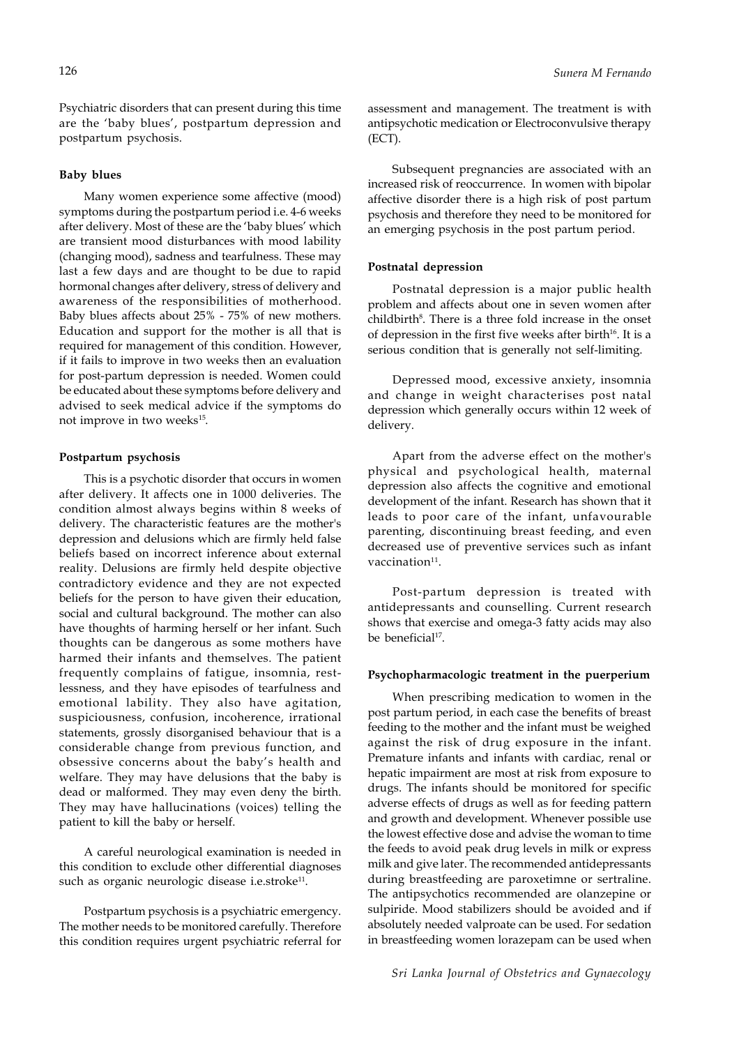Psychiatric disorders that can present during this time are the 'baby blues', postpartum depression and postpartum psychosis.

### Baby blues

Many women experience some affective (mood) symptoms during the postpartum period i.e. 4-6 weeks after delivery. Most of these are the 'baby blues' which are transient mood disturbances with mood lability (changing mood), sadness and tearfulness. These may last a few days and are thought to be due to rapid hormonal changes after delivery, stress of delivery and awareness of the responsibilities of motherhood. Baby blues affects about 25% - 75% of new mothers. Education and support for the mother is all that is required for management of this condition. However, if it fails to improve in two weeks then an evaluation for post-partum depression is needed. Women could be educated about these symptoms before delivery and advised to seek medical advice if the symptoms do not improve in two weeks[15].

### Postpartum psychosis

This is a psychotic disorder that occurs in women after delivery. It affects one in 1000 deliveries. The condition almost always begins within 8 weeks of delivery. The characteristic features are the mother's depression and delusions which are firmly held false beliefs based on incorrect inference about external reality. Delusions are firmly held despite objective contradictory evidence and they are not expected beliefs for the person to have given their education, social and cultural background. The mother can also have thoughts of harming herself or her infant. Such thoughts can be dangerous as some mothers have harmed their infants and themselves. The patient frequently complains of fatigue, insomnia, restlessness, and they have episodes of tearfulness and emotional lability. They also have agitation, suspiciousness, confusion, incoherence, irrational statements, grossly disorganised behaviour that is a considerable change from previous function, and obsessive concerns about the baby's health and welfare. They may have delusions that the baby is dead or malformed. They may even deny the birth. They may have hallucinations (voices) telling the patient to kill the baby or herself.

A careful neurological examination is needed in this condition to exclude other differential diagnoses such as organic neurologic disease i.e.stroke[11].

Postpartum psychosis is a psychiatric emergency. The mother needs to be monitored carefully. Therefore this condition requires urgent psychiatric referral for assessment and management. The treatment is with antipsychotic medication or Electroconvulsive therapy (ECT).

Subsequent pregnancies are associated with an increased risk of reoccurrence. In women with bipolar affective disorder there is a high risk of post partum psychosis and therefore they need to be monitored for an emerging psychosis in the post partum period.

### Postnatal depression

Postnatal depression is a major public health problem and affects about one in seven women after childbirth[8]. There is a three fold increase in the onset of depression in the first five weeks after birth[16]. It is a serious condition that is generally not self-limiting.

Depressed mood, excessive anxiety, insomnia and change in weight characterises post natal depression which generally occurs within 12 week of delivery.

Apart from the adverse effect on the mother's physical and psychological health, maternal depression also affects the cognitive and emotional development of the infant. Research has shown that it leads to poor care of the infant, unfavourable parenting, discontinuing breast feeding, and even decreased use of preventive services such as infant vaccination[11].

Post-partum depression is treated with antidepressants and counselling. Current research shows that exercise and omega-3 fatty acids may also be beneficial[17].

### Psychopharmacologic treatment in the puerperium

When prescribing medication to women in the post partum period, in each case the benefits of breast feeding to the mother and the infant must be weighed against the risk of drug exposure in the infant. Premature infants and infants with cardiac, renal or hepatic impairment are most at risk from exposure to drugs. The infants should be monitored for specific adverse effects of drugs as well as for feeding pattern and growth and development. Whenever possible use the lowest effective dose and advise the woman to time the feeds to avoid peak drug levels in milk or express milk and give later. The recommended antidepressants during breastfeeding are paroxetimne or sertraline. The antipsychotics recommended are olanzepine or sulpiride. Mood stabilizers should be avoided and if absolutely needed valproate can be used. For sedation in breastfeeding women lorazepam can be used when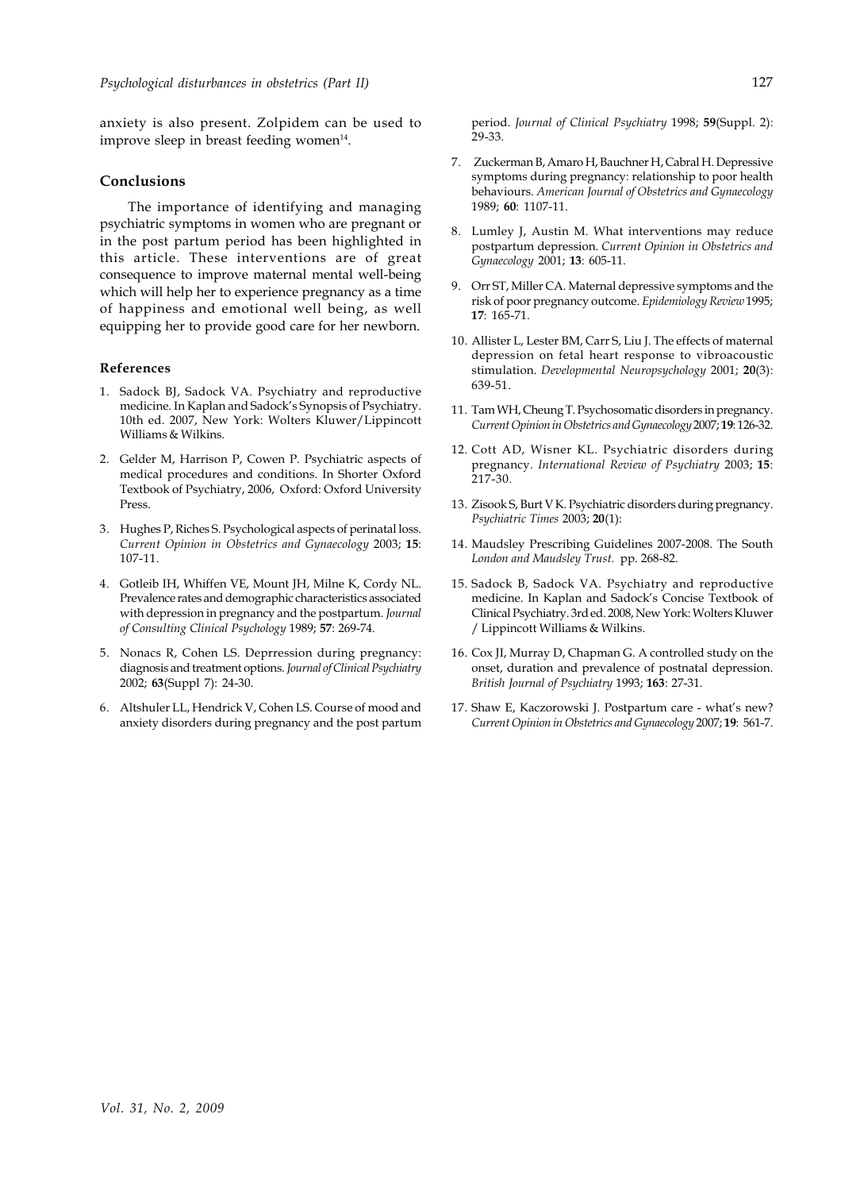anxiety is also present. Zolpidem can be used to improve sleep in breast feeding women[14].

## Conclusions

The importance of identifying and managing psychiatric symptoms in women who are pregnant or in the post partum period has been highlighted in this article. These interventions are of great consequence to improve maternal mental well-being which will help her to experience pregnancy as a time of happiness and emotional well being, as well equipping her to provide good care for her newborn.

### References

1. Sadock BJ, Sadock VA. Psychiatry and reproductive medicine. In Kaplan and Sadock's Synopsis of Psychiatry. 10th ed. 2007, New York: Wolters Kluwer/Lippincott Williams & Wilkins.
2. Gelder M, Harrison P, Cowen P. Psychiatric aspects of medical procedures and conditions. In Shorter Oxford Textbook of Psychiatry, 2006, Oxford: Oxford University Press.
3. Hughes P, Riches S. Psychological aspects of perinatal loss. *Current Opinion in Obstetrics and Gynaecology* 2003; **15**: 107-11.
4. Gotleib IH, Whiffen VE, Mount JH, Milne K, Cordy NL. Prevalence rates and demographic characteristics associated with depression in pregnancy and the postpartum. *Journal of Consulting Clinical Psychology* 1989; **57**: 269-74.
5. Nonacs R, Cohen LS. Deprression during pregnancy: diagnosis and treatment options. *Journal of Clinical Psychiatry* 2002; **63**(Suppl 7): 24-30.
6. Altshuler LL, Hendrick V, Cohen LS. Course of mood and anxiety disorders during pregnancy and the post partum period. *Journal of Clinical Psychiatry* 1998; **59**(Suppl. 2): 29-33.
7. Zuckerman B, Amaro H, Bauchner H, Cabral H. Depressive symptoms during pregnancy: relationship to poor health behaviours. *American Journal of Obstetrics and Gynaecology* 1989; **60**: 1107-11.
8. Lumley J, Austin M. What interventions may reduce postpartum depression. *Current Opinion in Obstetrics and Gynaecology* 2001; **13**: 605-11.
9. Orr ST, Miller CA. Maternal depressive symptoms and the risk of poor pregnancy outcome. *Epidemiology Review* 1995; **17**: 165-71.
10. Allister L, Lester BM, Carr S, Liu J. The effects of maternal depression on fetal heart response to vibroacoustic stimulation. *Developmental Neuropsychology* 2001; **20**(3): 639-51.
11. Tam WH, Cheung T. Psychosomatic disorders in pregnancy. *Current Opinion in Obstetrics and Gynaecology* 2007; **19**: 126-32.
12. Cott AD, Wisner KL. Psychiatric disorders during pregnancy. *International Review of Psychiatry* 2003; **15**: 217-30.
13. Zisook S, Burt V K. Psychiatric disorders during pregnancy. *Psychiatric Times* 2003; **20**(1):
14. Maudsley Prescribing Guidelines 2007-2008. The South *London and Maudsley Trust.* pp. 268-82.
15. Sadock B, Sadock VA. Psychiatry and reproductive medicine. In Kaplan and Sadock's Concise Textbook of Clinical Psychiatry. 3rd ed. 2008, New York: Wolters Kluwer / Lippincott Williams & Wilkins.
16. Cox JI, Murray D, Chapman G. A controlled study on the onset, duration and prevalence of postnatal depression. *British Journal of Psychiatry* 1993; **163**: 27-31.
17. Shaw E, Kaczorowski J. Postpartum care - what's new? *Current Opinion in Obstetrics and Gynaecology* 2007; **19**: 561-7.